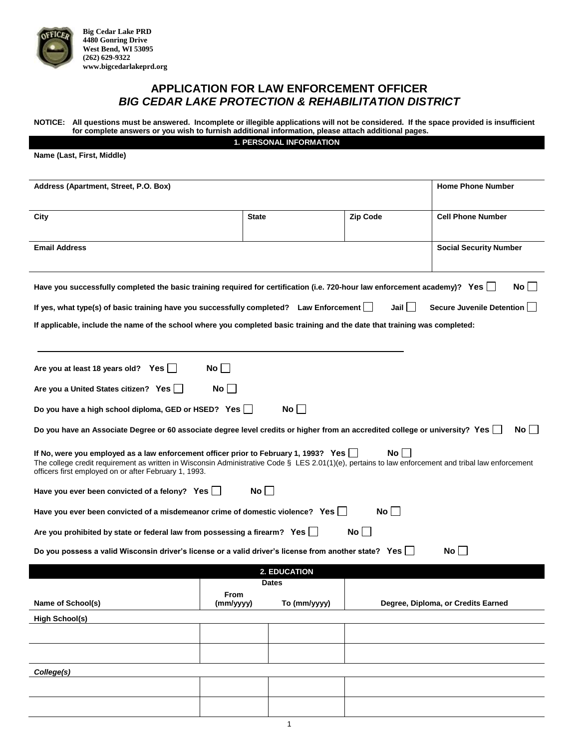**Big Cedar Lake PRD**
**4480 Gonring Drive**
**West Bend, WI 53095**
**(262) 629-9322**
**www.bigcedarlakeprd.org**

# APPLICATION FOR LAW ENFORCEMENT OFFICER
## *BIG CEDAR LAKE PROTECTION & REHABILITATION DISTRICT*

**NOTICE: All questions must be answered. Incomplete or illegible applications will not be considered. If the space provided is insufficient for complete answers or you wish to furnish additional information, please attach additional pages.**

### 1. PERSONAL INFORMATION

**Name (Last, First, Middle)**

| Address (Apartment, Street, P.O. Box) | | | Home Phone Number |
|---|---|---|---|
| | | | |
| **City** | **State** | **Zip Code** | **Cell Phone Number** |
| | | | |
| **Email Address** | | | **Social Security Number** |
| | | | |

**Have you successfully completed the basic training required for certification (i.e. 720-hour law enforcement academy)? Yes ☐ No ☐**

**If yes, what type(s) of basic training have you successfully completed? Law Enforcement ☐ Jail ☐ Secure Juvenile Detention ☐**

**If applicable, include the name of the school where you completed basic training and the date that training was completed:**

\_\_\_\_\_\_\_\_\_\_\_\_\_\_\_\_\_\_\_\_\_\_\_\_\_\_\_\_\_\_\_\_\_\_\_\_\_\_\_\_\_\_\_\_\_\_\_\_\_\_\_\_\_\_\_\_\_\_\_\_

**Are you at least 18 years old? Yes ☐ No ☐**

**Are you a United States citizen? Yes ☐ No ☐**

**Do you have a high school diploma, GED or HSED? Yes ☐ No ☐**

**Do you have an Associate Degree or 60 associate degree level credits or higher from an accredited college or university? Yes ☐ No ☐**

**If No, were you employed as a law enforcement officer prior to February 1, 1993? Yes ☐ No ☐**
The college credit requirement as written in Wisconsin Administrative Code § LES 2.01(1)(e), pertains to law enforcement and tribal law enforcement officers first employed on or after February 1, 1993.

**Have you ever been convicted of a felony? Yes ☐ No ☐**

**Have you ever been convicted of a misdemeanor crime of domestic violence? Yes ☐ No ☐**

**Are you prohibited by state or federal law from possessing a firearm? Yes ☐ No ☐**

**Do you possess a valid Wisconsin driver's license or a valid driver's license from another state? Yes ☐ No ☐**

### 2. EDUCATION

| Name of School(s) | Dates From (mm/yyyy) | Dates To (mm/yyyy) | Degree, Diploma, or Credits Earned |
|---|---|---|---|
| **High School(s)** | | | |
| | | | |
| | | | |
| ***College(s)*** | | | |
| | | | |
| | | | |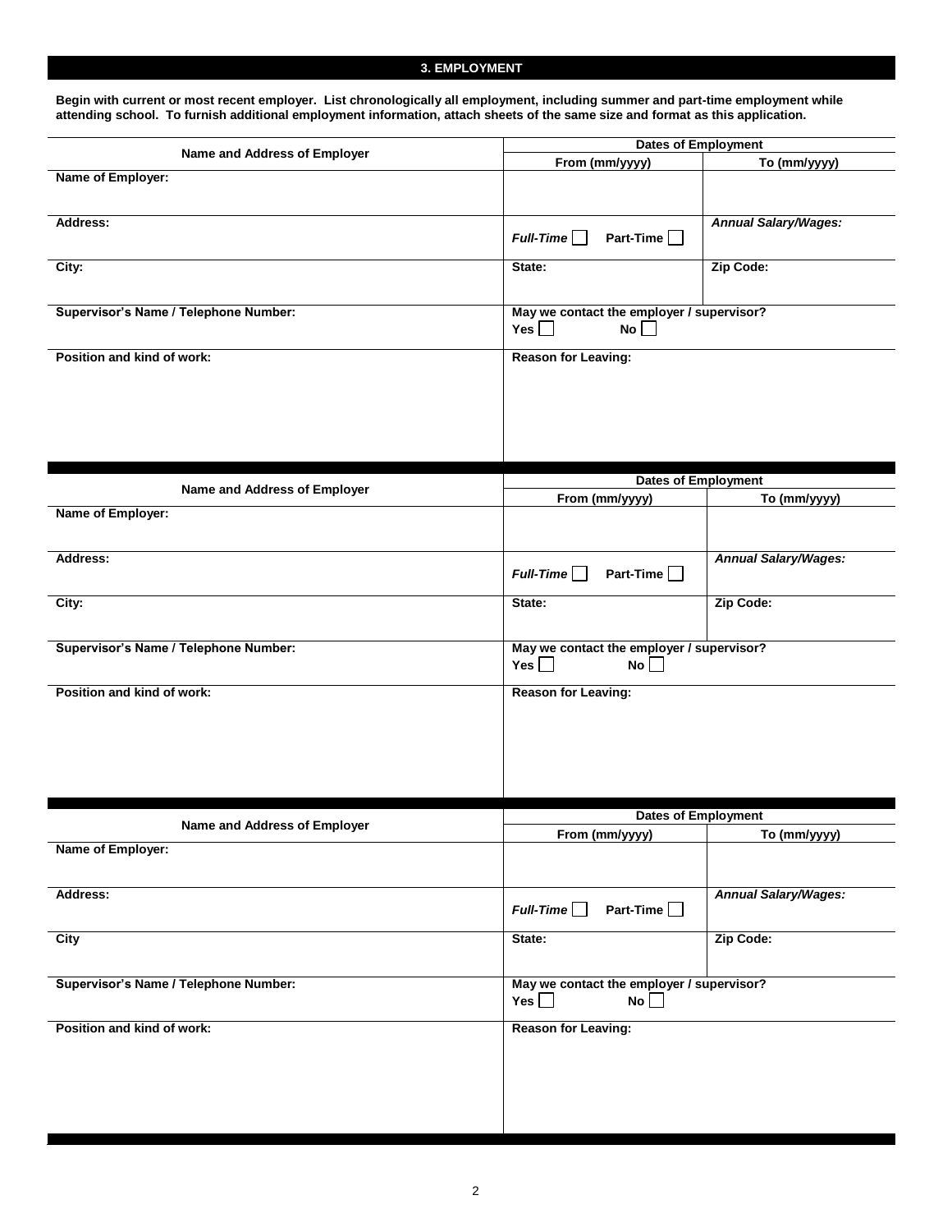## 3. EMPLOYMENT

**Begin with current or most recent employer. List chronologically all employment, including summer and part-time employment while attending school. To furnish additional employment information, attach sheets of the same size and format as this application.**

| Name and Address of Employer | Dates of Employment | |
|---|---|---|
| | From (mm/yyyy) | To (mm/yyyy) |
| **Name of Employer:** | | |
| **Address:** | ***Full-Time*** ☐ **Part-Time** ☐ | ***Annual Salary/Wages:*** |
| **City:** | **State:** | **Zip Code:** |
| **Supervisor's Name / Telephone Number:** | **May we contact the employer / supervisor?** **Yes** ☐ **No** ☐ | |
| **Position and kind of work:** | **Reason for Leaving:** | |

| Name and Address of Employer | Dates of Employment | |
|---|---|---|
| | From (mm/yyyy) | To (mm/yyyy) |
| **Name of Employer:** | | |
| **Address:** | ***Full-Time*** ☐ **Part-Time** ☐ | ***Annual Salary/Wages:*** |
| **City:** | **State:** | **Zip Code:** |
| **Supervisor's Name / Telephone Number:** | **May we contact the employer / supervisor?** **Yes** ☐ **No** ☐ | |
| **Position and kind of work:** | **Reason for Leaving:** | |

| Name and Address of Employer | Dates of Employment | |
|---|---|---|
| | From (mm/yyyy) | To (mm/yyyy) |
| **Name of Employer:** | | |
| **Address:** | ***Full-Time*** ☐ **Part-Time** ☐ | ***Annual Salary/Wages:*** |
| **City** | **State:** | **Zip Code:** |
| **Supervisor's Name / Telephone Number:** | **May we contact the employer / supervisor?** **Yes** ☐ **No** ☐ | |
| **Position and kind of work:** | **Reason for Leaving:** | |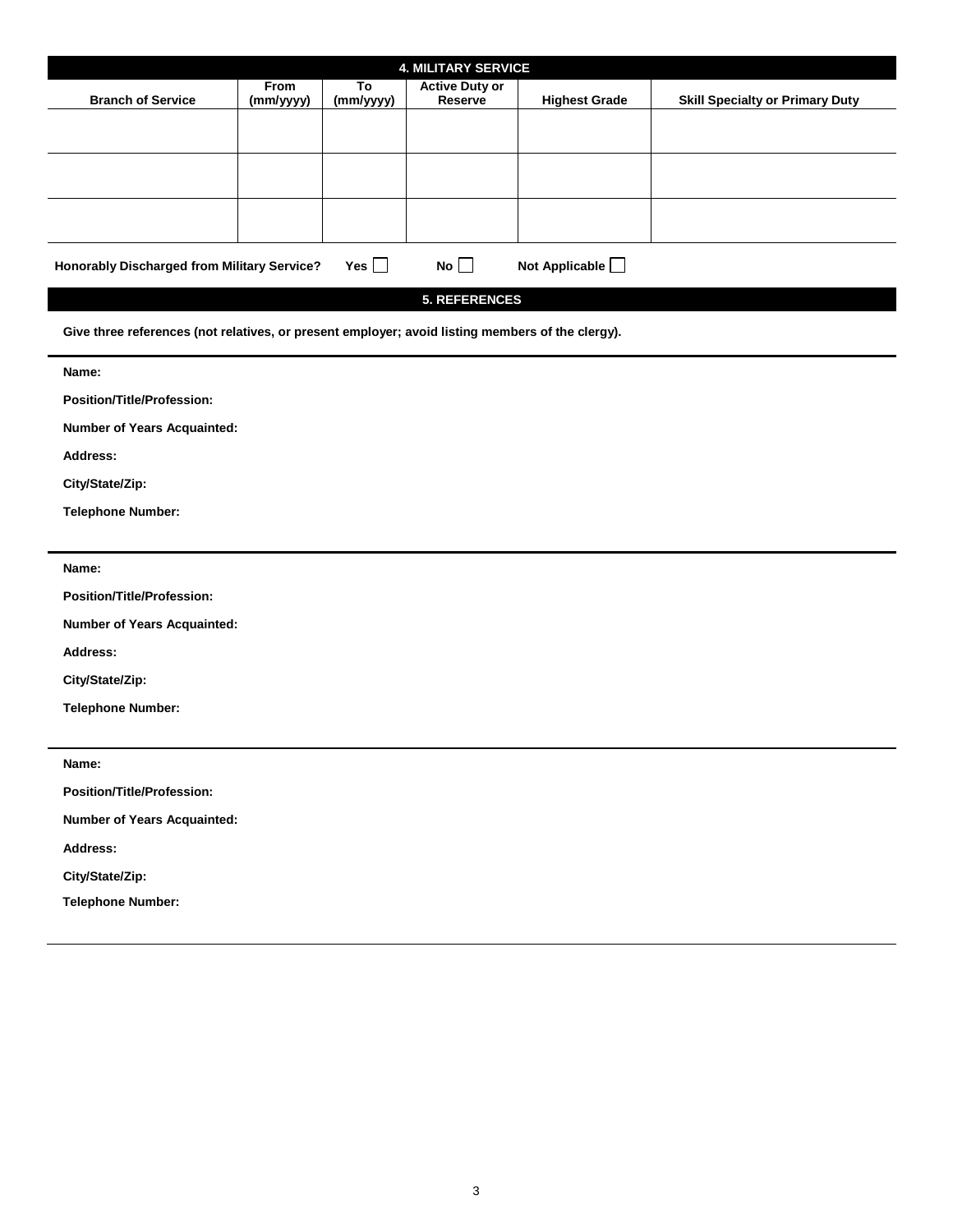## 4. MILITARY SERVICE

| Branch of Service | From (mm/yyyy) | To (mm/yyyy) | Active Duty or Reserve | Highest Grade | Skill Specialty or Primary Duty |
|---|---|---|---|---|---|
| | | | | | |
| | | | | | |
| | | | | | |

**Honorably Discharged from Military Service?** Yes ☐ No ☐ Not Applicable ☐

## 5. REFERENCES

**Give three references (not relatives, or present employer; avoid listing members of the clergy).**

---

**Name:**

**Position/Title/Profession:**

**Number of Years Acquainted:**

**Address:**

**City/State/Zip:**

**Telephone Number:**

---

**Name:**

**Position/Title/Profession:**

**Number of Years Acquainted:**

**Address:**

**City/State/Zip:**

**Telephone Number:**

---

**Name:**

**Position/Title/Profession:**

**Number of Years Acquainted:**

**Address:**

**City/State/Zip:**

**Telephone Number:**

---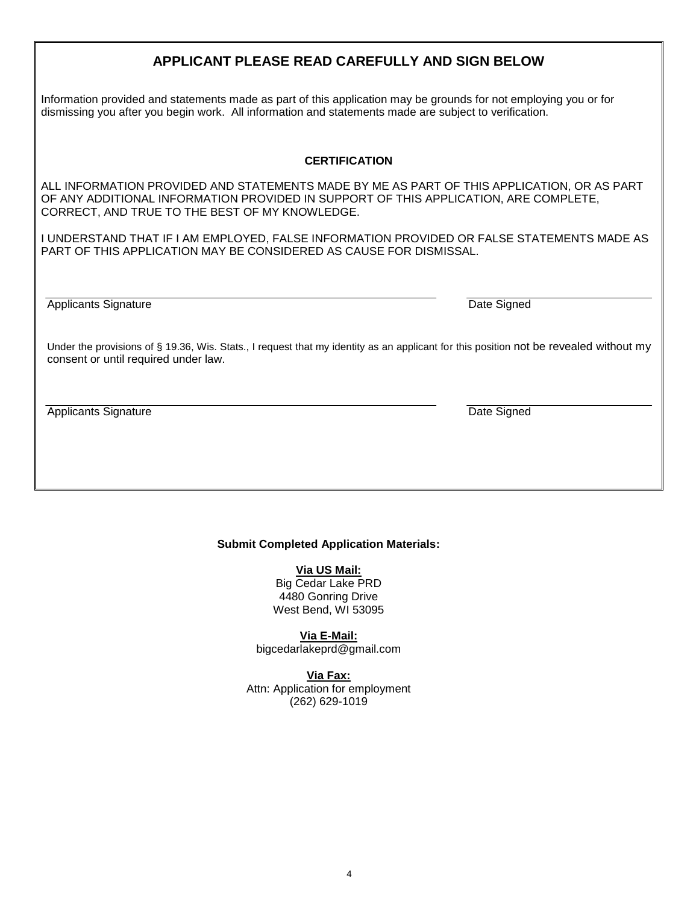## APPLICANT PLEASE READ CAREFULLY AND SIGN BELOW

Information provided and statements made as part of this application may be grounds for not employing you or for dismissing you after you begin work. All information and statements made are subject to verification.

**CERTIFICATION**

ALL INFORMATION PROVIDED AND STATEMENTS MADE BY ME AS PART OF THIS APPLICATION, OR AS PART OF ANY ADDITIONAL INFORMATION PROVIDED IN SUPPORT OF THIS APPLICATION, ARE COMPLETE, CORRECT, AND TRUE TO THE BEST OF MY KNOWLEDGE.

I UNDERSTAND THAT IF I AM EMPLOYED, FALSE INFORMATION PROVIDED OR FALSE STATEMENTS MADE AS PART OF THIS APPLICATION MAY BE CONSIDERED AS CAUSE FOR DISMISSAL.

______________________________________________ ____________________

Applicants Signature Date Signed

Under the provisions of § 19.36, Wis. Stats., I request that my identity as an applicant for this position not be revealed without my consent or until required under law.

______________________________________________ ____________________

Applicants Signature Date Signed

**Submit Completed Application Materials:**

**Via US Mail:**
Big Cedar Lake PRD
4480 Gonring Drive
West Bend, WI 53095

**Via E-Mail:**
bigcedarlakeprd@gmail.com

**Via Fax:**
Attn: Application for employment
(262) 629-1019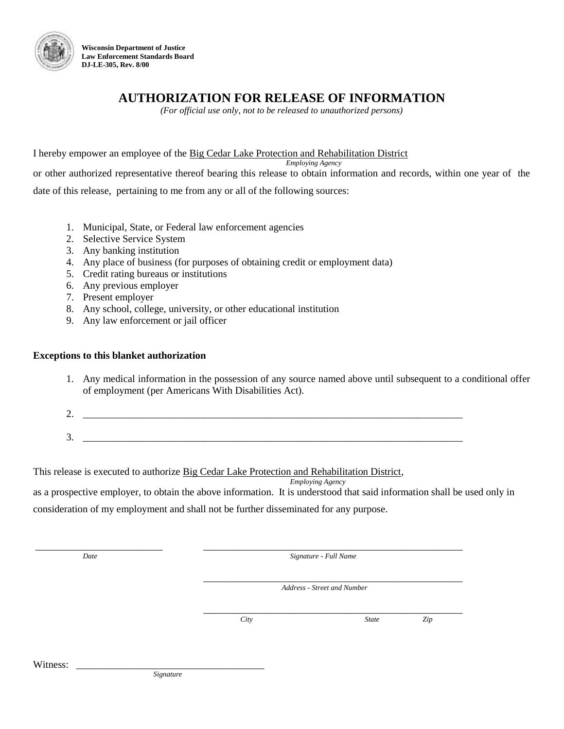**Wisconsin Department of Justice**
**Law Enforcement Standards Board**
**DJ-LE-305, Rev. 8/00**

# AUTHORIZATION FOR RELEASE OF INFORMATION

*(For official use only, not to be released to unauthorized persons)*

I hereby empower an employee of the Big Cedar Lake Protection and Rehabilitation District
*Employing Agency*
or other authorized representative thereof bearing this release to obtain information and records, within one year of the date of this release, pertaining to me from any or all of the following sources:

1. Municipal, State, or Federal law enforcement agencies
2. Selective Service System
3. Any banking institution
4. Any place of business (for purposes of obtaining credit or employment data)
5. Credit rating bureaus or institutions
6. Any previous employer
7. Present employer
8. Any school, college, university, or other educational institution
9. Any law enforcement or jail officer

**Exceptions to this blanket authorization**

1. Any medical information in the possession of any source named above until subsequent to a conditional offer of employment (per Americans With Disabilities Act).
2. ______________________________________________________________________________
3. ______________________________________________________________________________

This release is executed to authorize Big Cedar Lake Protection and Rehabilitation District,
*Employing Agency*
as a prospective employer, to obtain the above information. It is understood that said information shall be used only in consideration of my employment and shall not be further disseminated for any purpose.

___________________________ *Date*

_______________________________________________________ *Signature - Full Name*

_______________________________________________________ *Address - Street and Number*

_______________________________________________________ *City* *State* *Zip*

Witness: ______________________________________
*Signature*